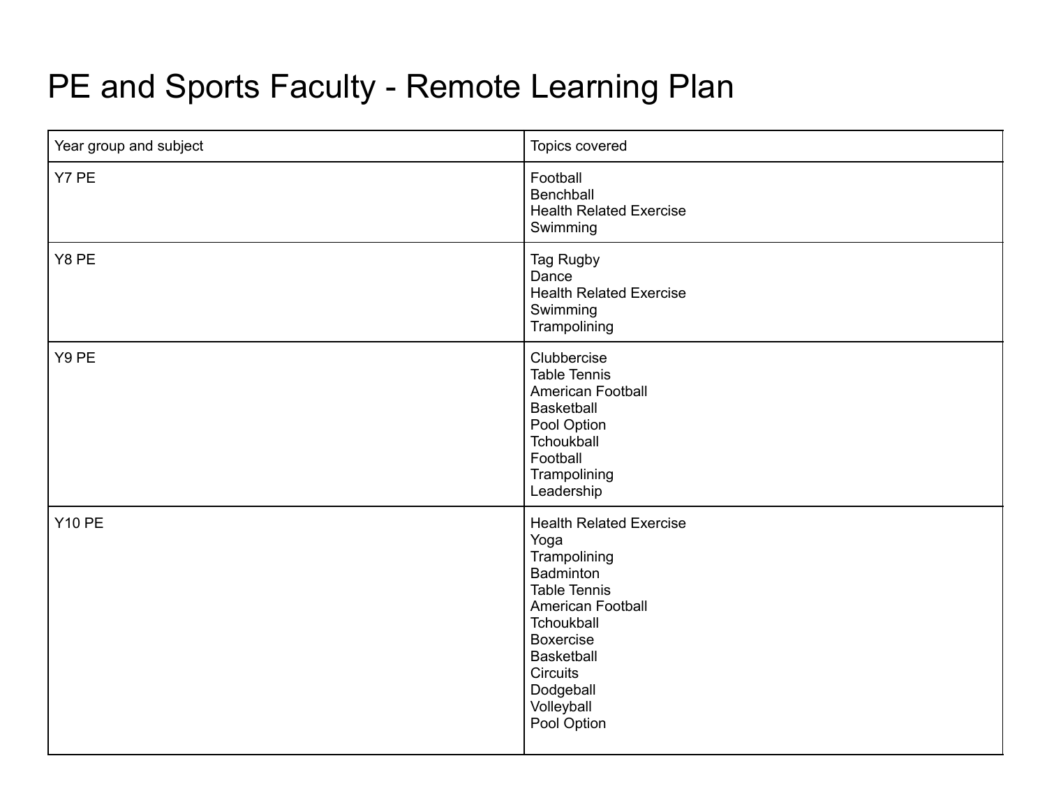# PE and Sports Faculty - Remote Learning Plan

| Year group and subject | Topics covered |
| --- | --- |
| Y7 PE | Football<br>Benchball<br>Health Related Exercise<br>Swimming |
| Y8 PE | Tag Rugby<br>Dance<br>Health Related Exercise<br>Swimming<br>Trampolining |
| Y9 PE | Clubbercise<br>Table Tennis<br>American Football<br>Basketball<br>Pool Option<br>Tchoukball<br>Football<br>Trampolining<br>Leadership |
| Y10 PE | Health Related Exercise<br>Yoga<br>Trampolining<br>Badminton<br>Table Tennis<br>American Football<br>Tchoukball<br>Boxercise<br>Basketball<br>Circuits<br>Dodgeball<br>Volleyball<br>Pool Option |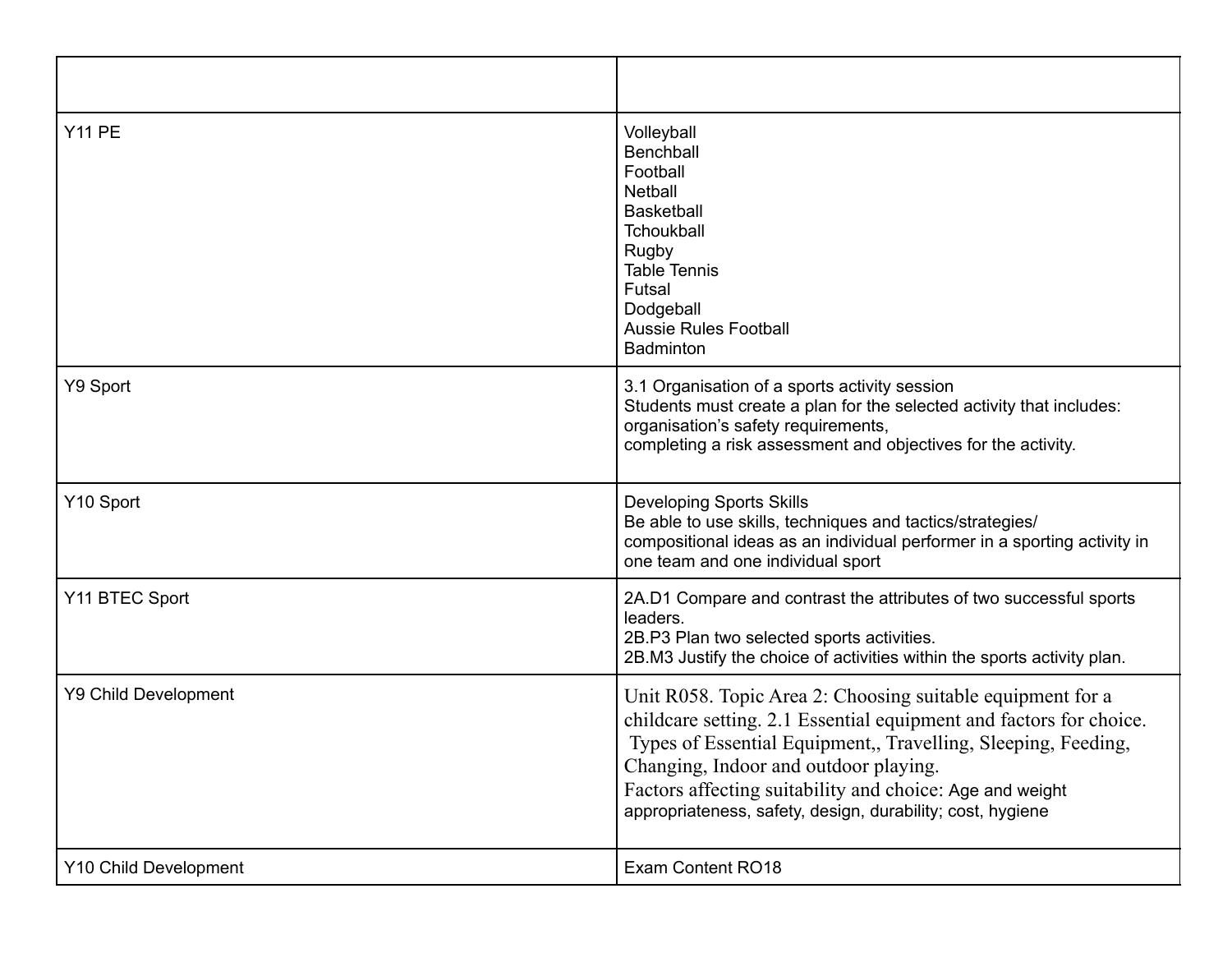| | |
|---|---|
| Y11 PE | Volleyball<br>Benchball<br>Football<br>Netball<br>Basketball<br>Tchoukball<br>Rugby<br>Table Tennis<br>Futsal<br>Dodgeball<br>Aussie Rules Football<br>Badminton |
| Y9 Sport | 3.1 Organisation of a sports activity session<br>Students must create a plan for the selected activity that includes:<br>organisation's safety requirements,<br>completing a risk assessment and objectives for the activity. |
| Y10 Sport | Developing Sports Skills<br>Be able to use skills, techniques and tactics/strategies/ compositional ideas as an individual performer in a sporting activity in one team and one individual sport |
| Y11 BTEC Sport | 2A.D1 Compare and contrast the attributes of two successful sports leaders.<br>2B.P3 Plan two selected sports activities.<br>2B.M3 Justify the choice of activities within the sports activity plan. |
| Y9 Child Development | Unit R058. Topic Area 2: Choosing suitable equipment for a childcare setting. 2.1 Essential equipment and factors for choice.<br>Types of Essential Equipment,, Travelling, Sleeping, Feeding, Changing, Indoor and outdoor playing.<br>Factors affecting suitability and choice: Age and weight appropriateness, safety, design, durability; cost, hygiene |
| Y10 Child Development | Exam Content RO18 |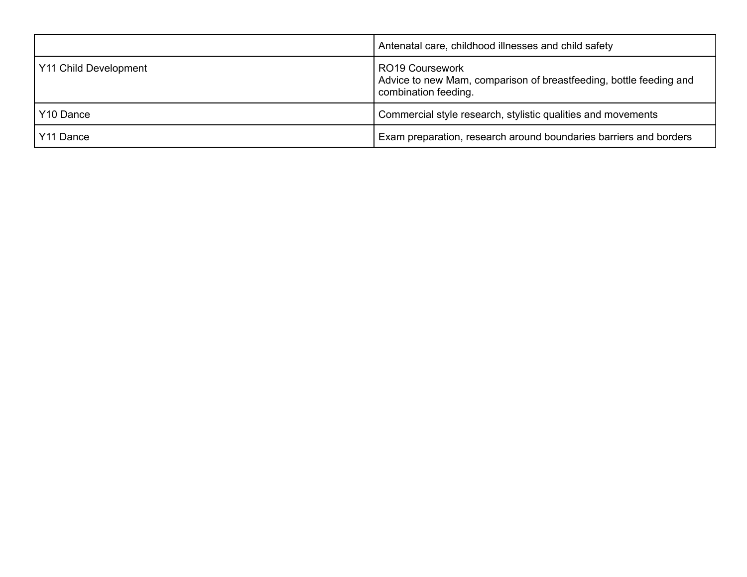| | |
|---|---|
| | Antenatal care, childhood illnesses and child safety |
| Y11 Child Development | RO19 Coursework<br>Advice to new Mam, comparison of breastfeeding, bottle feeding and combination feeding. |
| Y10 Dance | Commercial style research, stylistic qualities and movements |
| Y11 Dance | Exam preparation, research around boundaries barriers and borders |